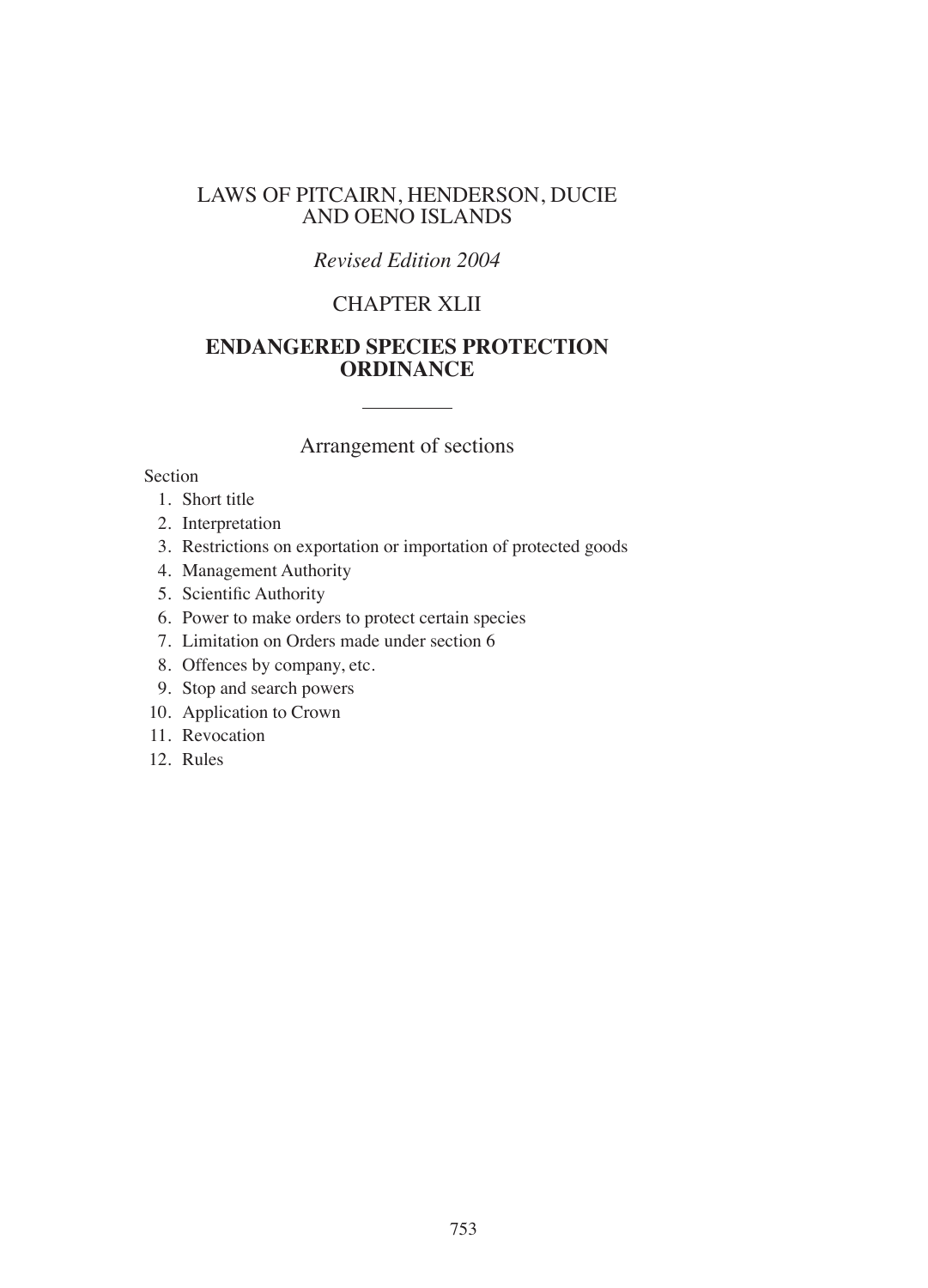# LAWS OF PITCAIRN, HENDERSON, DUCIE AND OENO ISLANDS

*Revised Edition 2004*

## CHAPTER XLII

## ENDANGERED SPECIES PROTECTION ORDINANCE

### Arrangement of sections

Section

1. Short title
2. Interpretation
3. Restrictions on exportation or importation of protected goods
4. Management Authority
5. Scientific Authority
6. Power to make orders to protect certain species
7. Limitation on Orders made under section 6
8. Offences by company, etc.
9. Stop and search powers
10. Application to Crown
11. Revocation
12. Rules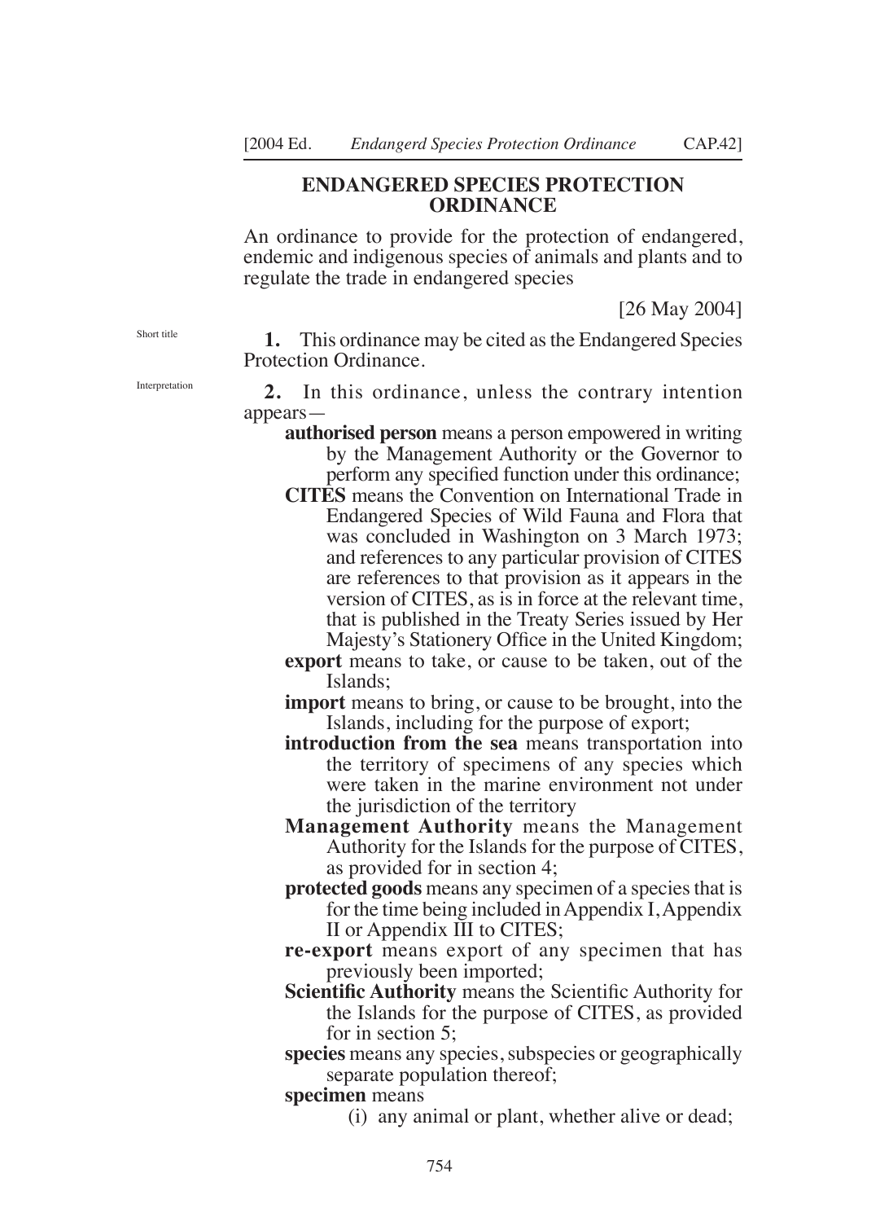# ENDANGERED SPECIES PROTECTION ORDINANCE

An ordinance to provide for the protection of endangered, endemic and indigenous species of animals and plants and to regulate the trade in endangered species

[26 May 2004]

Short title

**1.** This ordinance may be cited as the Endangered Species Protection Ordinance.

Interpretation

**2.** In this ordinance, unless the contrary intention appears—

**authorised person** means a person empowered in writing by the Management Authority or the Governor to perform any specified function under this ordinance;

**CITES** means the Convention on International Trade in Endangered Species of Wild Fauna and Flora that was concluded in Washington on 3 March 1973; and references to any particular provision of CITES are references to that provision as it appears in the version of CITES, as is in force at the relevant time, that is published in the Treaty Series issued by Her Majesty's Stationery Office in the United Kingdom;

**export** means to take, or cause to be taken, out of the Islands;

**import** means to bring, or cause to be brought, into the Islands, including for the purpose of export;

**introduction from the sea** means transportation into the territory of specimens of any species which were taken in the marine environment not under the jurisdiction of the territory

**Management Authority** means the Management Authority for the Islands for the purpose of CITES, as provided for in section 4;

**protected goods** means any specimen of a species that is for the time being included in Appendix I, Appendix II or Appendix III to CITES;

**re-export** means export of any specimen that has previously been imported;

**Scientific Authority** means the Scientific Authority for the Islands for the purpose of CITES, as provided for in section 5;

**species** means any species, subspecies or geographically separate population thereof;

**specimen** means

(i) any animal or plant, whether alive or dead;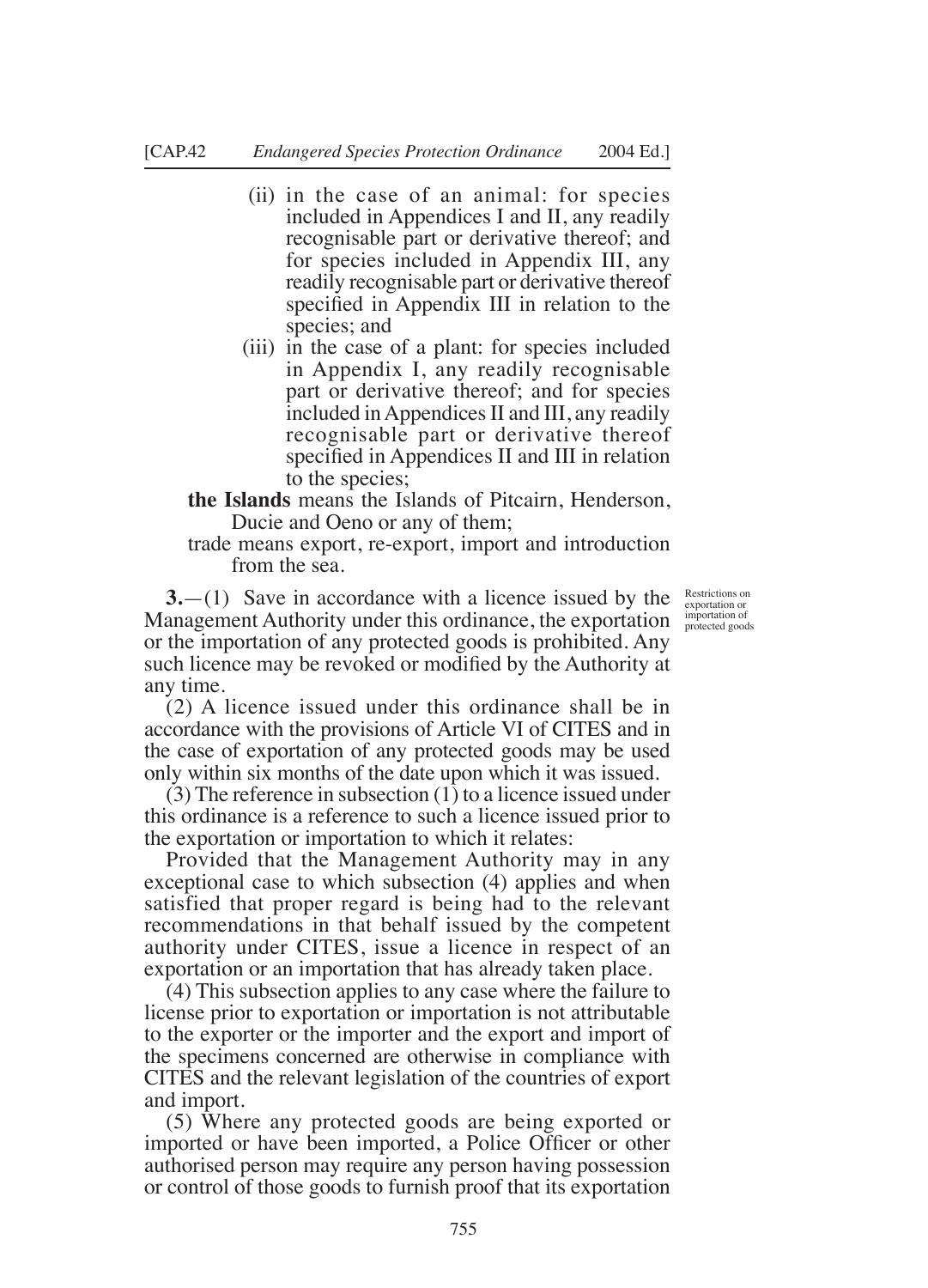(ii) in the case of an animal: for species included in Appendices I and II, any readily recognisable part or derivative thereof; and for species included in Appendix III, any readily recognisable part or derivative thereof specified in Appendix III in relation to the species; and

(iii) in the case of a plant: for species included in Appendix I, any readily recognisable part or derivative thereof; and for species included in Appendices II and III, any readily recognisable part or derivative thereof specified in Appendices II and III in relation to the species;

**the Islands** means the Islands of Pitcairn, Henderson, Ducie and Oeno or any of them;

trade means export, re-export, import and introduction from the sea.

*Restrictions on exportation or importation of protected goods*

**3.**—(1) Save in accordance with a licence issued by the Management Authority under this ordinance, the exportation or the importation of any protected goods is prohibited. Any such licence may be revoked or modified by the Authority at any time.

(2) A licence issued under this ordinance shall be in accordance with the provisions of Article VI of CITES and in the case of exportation of any protected goods may be used only within six months of the date upon which it was issued.

(3) The reference in subsection (1) to a licence issued under this ordinance is a reference to such a licence issued prior to the exportation or importation to which it relates:

Provided that the Management Authority may in any exceptional case to which subsection (4) applies and when satisfied that proper regard is being had to the relevant recommendations in that behalf issued by the competent authority under CITES, issue a licence in respect of an exportation or an importation that has already taken place.

(4) This subsection applies to any case where the failure to license prior to exportation or importation is not attributable to the exporter or the importer and the export and import of the specimens concerned are otherwise in compliance with CITES and the relevant legislation of the countries of export and import.

(5) Where any protected goods are being exported or imported or have been imported, a Police Officer or other authorised person may require any person having possession or control of those goods to furnish proof that its exportation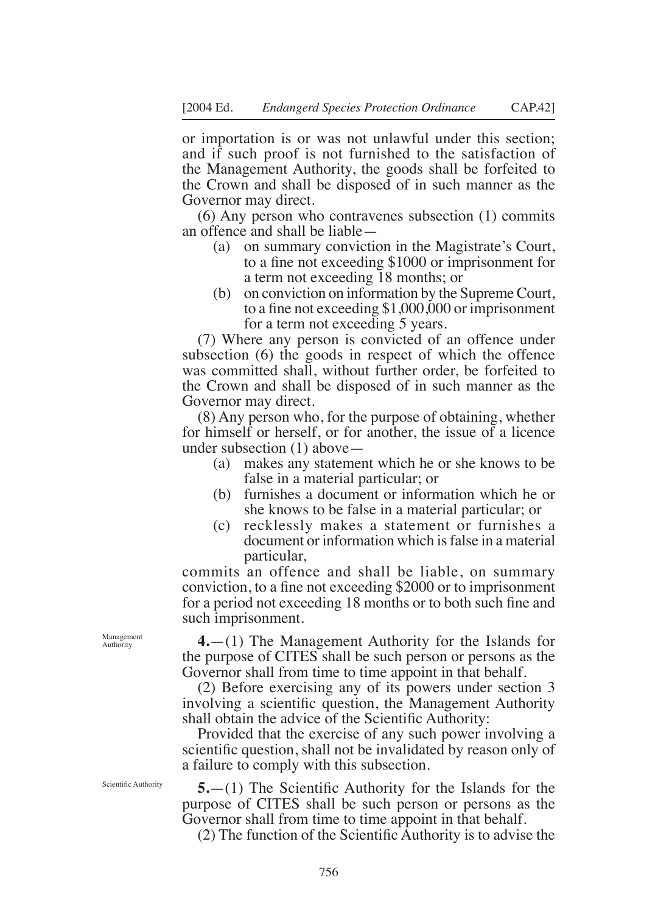or importation is or was not unlawful under this section; and if such proof is not furnished to the satisfaction of the Management Authority, the goods shall be forfeited to the Crown and shall be disposed of in such manner as the Governor may direct.

(6) Any person who contravenes subsection (1) commits an offence and shall be liable—

(a) on summary conviction in the Magistrate's Court, to a fine not exceeding $1000 or imprisonment for a term not exceeding 18 months; or

(b) on conviction on information by the Supreme Court, to a fine not exceeding $1,000,000 or imprisonment for a term not exceeding 5 years.

(7) Where any person is convicted of an offence under subsection (6) the goods in respect of which the offence was committed shall, without further order, be forfeited to the Crown and shall be disposed of in such manner as the Governor may direct.

(8) Any person who, for the purpose of obtaining, whether for himself or herself, or for another, the issue of a licence under subsection (1) above—

(a) makes any statement which he or she knows to be false in a material particular; or

(b) furnishes a document or information which he or she knows to be false in a material particular; or

(c) recklessly makes a statement or furnishes a document or information which is false in a material particular,

commits an offence and shall be liable, on summary conviction, to a fine not exceeding $2000 or to imprisonment for a period not exceeding 18 months or to both such fine and such imprisonment.

Management Authority

**4.**—(1) The Management Authority for the Islands for the purpose of CITES shall be such person or persons as the Governor shall from time to time appoint in that behalf.

(2) Before exercising any of its powers under section 3 involving a scientific question, the Management Authority shall obtain the advice of the Scientific Authority:

Provided that the exercise of any such power involving a scientific question, shall not be invalidated by reason only of a failure to comply with this subsection.

Scientific Authority

**5.**—(1) The Scientific Authority for the Islands for the purpose of CITES shall be such person or persons as the Governor shall from time to time appoint in that behalf.

(2) The function of the Scientific Authority is to advise the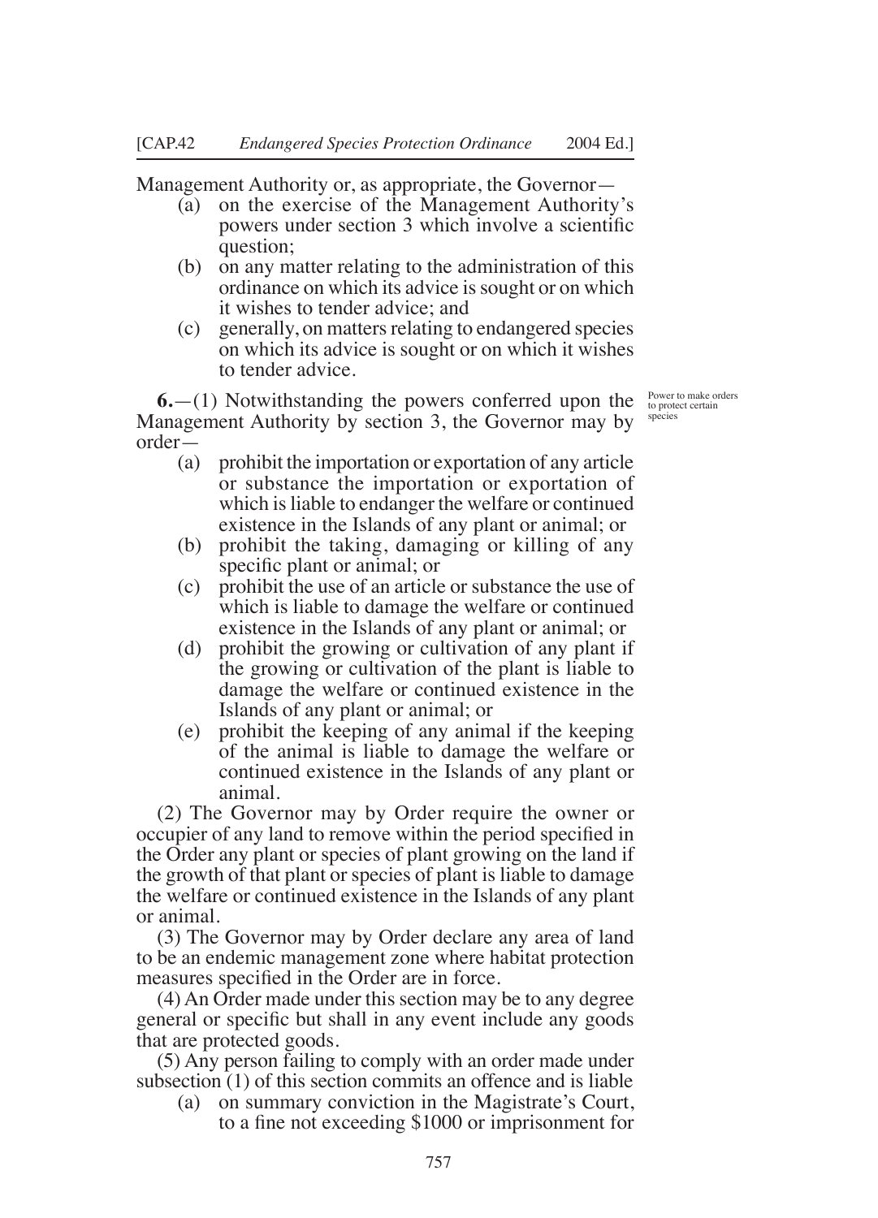Management Authority or, as appropriate, the Governor—

(a) on the exercise of the Management Authority's powers under section 3 which involve a scientific question;

(b) on any matter relating to the administration of this ordinance on which its advice is sought or on which it wishes to tender advice; and

(c) generally, on matters relating to endangered species on which its advice is sought or on which it wishes to tender advice.

Power to make orders to protect certain species

**6.**—(1) Notwithstanding the powers conferred upon the Management Authority by section 3, the Governor may by order—

(a) prohibit the importation or exportation of any article or substance the importation or exportation of which is liable to endanger the welfare or continued existence in the Islands of any plant or animal; or

(b) prohibit the taking, damaging or killing of any specific plant or animal; or

(c) prohibit the use of an article or substance the use of which is liable to damage the welfare or continued existence in the Islands of any plant or animal; or

(d) prohibit the growing or cultivation of any plant if the growing or cultivation of the plant is liable to damage the welfare or continued existence in the Islands of any plant or animal; or

(e) prohibit the keeping of any animal if the keeping of the animal is liable to damage the welfare or continued existence in the Islands of any plant or animal.

(2) The Governor may by Order require the owner or occupier of any land to remove within the period specified in the Order any plant or species of plant growing on the land if the growth of that plant or species of plant is liable to damage the welfare or continued existence in the Islands of any plant or animal.

(3) The Governor may by Order declare any area of land to be an endemic management zone where habitat protection measures specified in the Order are in force.

(4) An Order made under this section may be to any degree general or specific but shall in any event include any goods that are protected goods.

(5) Any person failing to comply with an order made under subsection (1) of this section commits an offence and is liable

(a) on summary conviction in the Magistrate's Court, to a fine not exceeding $1000 or imprisonment for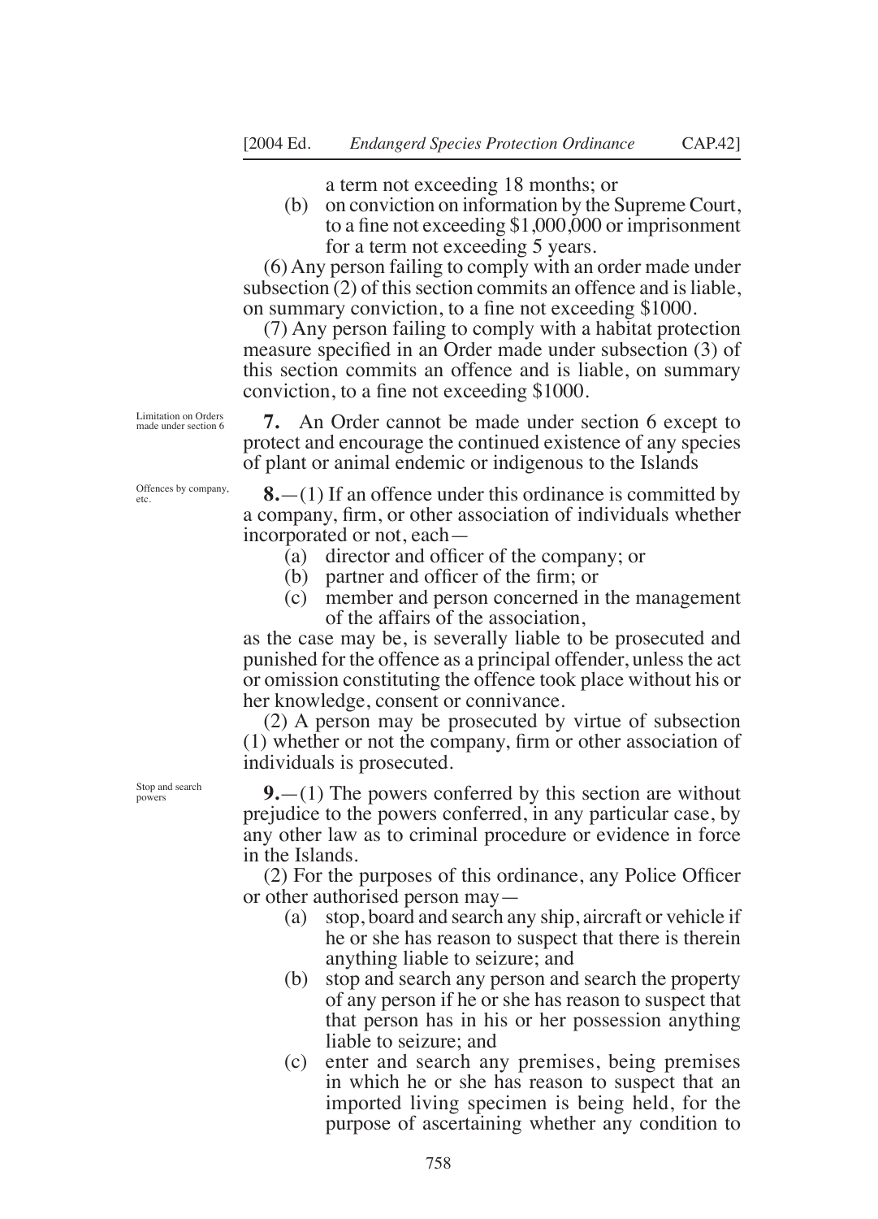a term not exceeding 18 months; or

(b) on conviction on information by the Supreme Court, to a fine not exceeding $1,000,000 or imprisonment for a term not exceeding 5 years.

(6) Any person failing to comply with an order made under subsection (2) of this section commits an offence and is liable, on summary conviction, to a fine not exceeding $1000.

(7) Any person failing to comply with a habitat protection measure specified in an Order made under subsection (3) of this section commits an offence and is liable, on summary conviction, to a fine not exceeding $1000.

*Limitation on Orders made under section 6*

**7.** An Order cannot be made under section 6 except to protect and encourage the continued existence of any species of plant or animal endemic or indigenous to the Islands

*Offences by company, etc.*

**8.**—(1) If an offence under this ordinance is committed by a company, firm, or other association of individuals whether incorporated or not, each—

(a) director and officer of the company; or

(b) partner and officer of the firm; or

(c) member and person concerned in the management of the affairs of the association,

as the case may be, is severally liable to be prosecuted and punished for the offence as a principal offender, unless the act or omission constituting the offence took place without his or her knowledge, consent or connivance.

(2) A person may be prosecuted by virtue of subsection (1) whether or not the company, firm or other association of individuals is prosecuted.

*Stop and search powers*

**9.**—(1) The powers conferred by this section are without prejudice to the powers conferred, in any particular case, by any other law as to criminal procedure or evidence in force in the Islands.

(2) For the purposes of this ordinance, any Police Officer or other authorised person may—

(a) stop, board and search any ship, aircraft or vehicle if he or she has reason to suspect that there is therein anything liable to seizure; and

(b) stop and search any person and search the property of any person if he or she has reason to suspect that that person has in his or her possession anything liable to seizure; and

(c) enter and search any premises, being premises in which he or she has reason to suspect that an imported living specimen is being held, for the purpose of ascertaining whether any condition to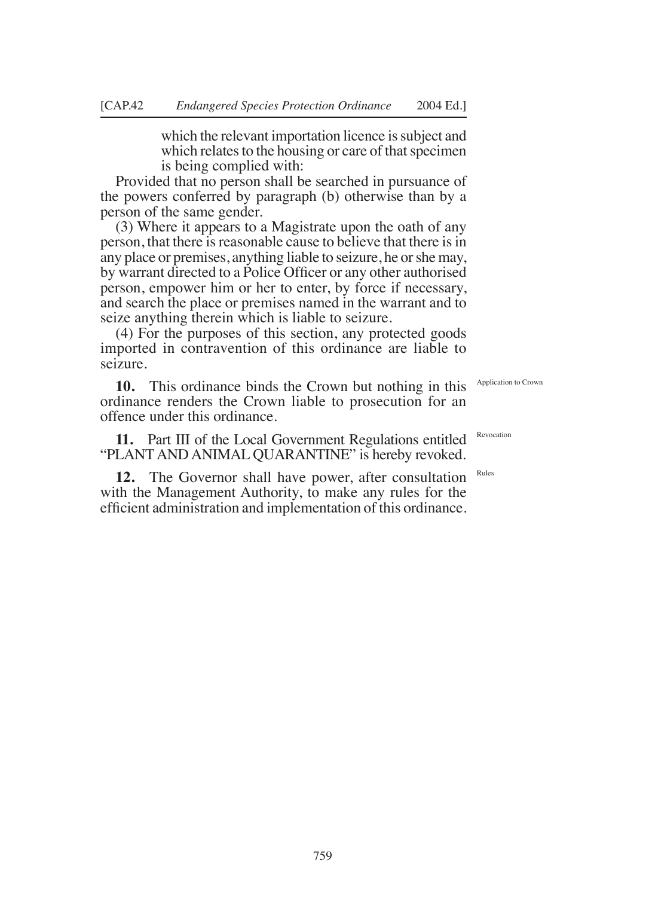which the relevant importation licence is subject and which relates to the housing or care of that specimen is being complied with:

Provided that no person shall be searched in pursuance of the powers conferred by paragraph (b) otherwise than by a person of the same gender.

(3) Where it appears to a Magistrate upon the oath of any person, that there is reasonable cause to believe that there is in any place or premises, anything liable to seizure, he or she may, by warrant directed to a Police Officer or any other authorised person, empower him or her to enter, by force if necessary, and search the place or premises named in the warrant and to seize anything therein which is liable to seizure.

(4) For the purposes of this section, any protected goods imported in contravention of this ordinance are liable to seizure.

Application to Crown

**10.** This ordinance binds the Crown but nothing in this ordinance renders the Crown liable to prosecution for an offence under this ordinance.

Revocation

**11.** Part III of the Local Government Regulations entitled "PLANT AND ANIMAL QUARANTINE" is hereby revoked.

Rules

**12.** The Governor shall have power, after consultation with the Management Authority, to make any rules for the efficient administration and implementation of this ordinance.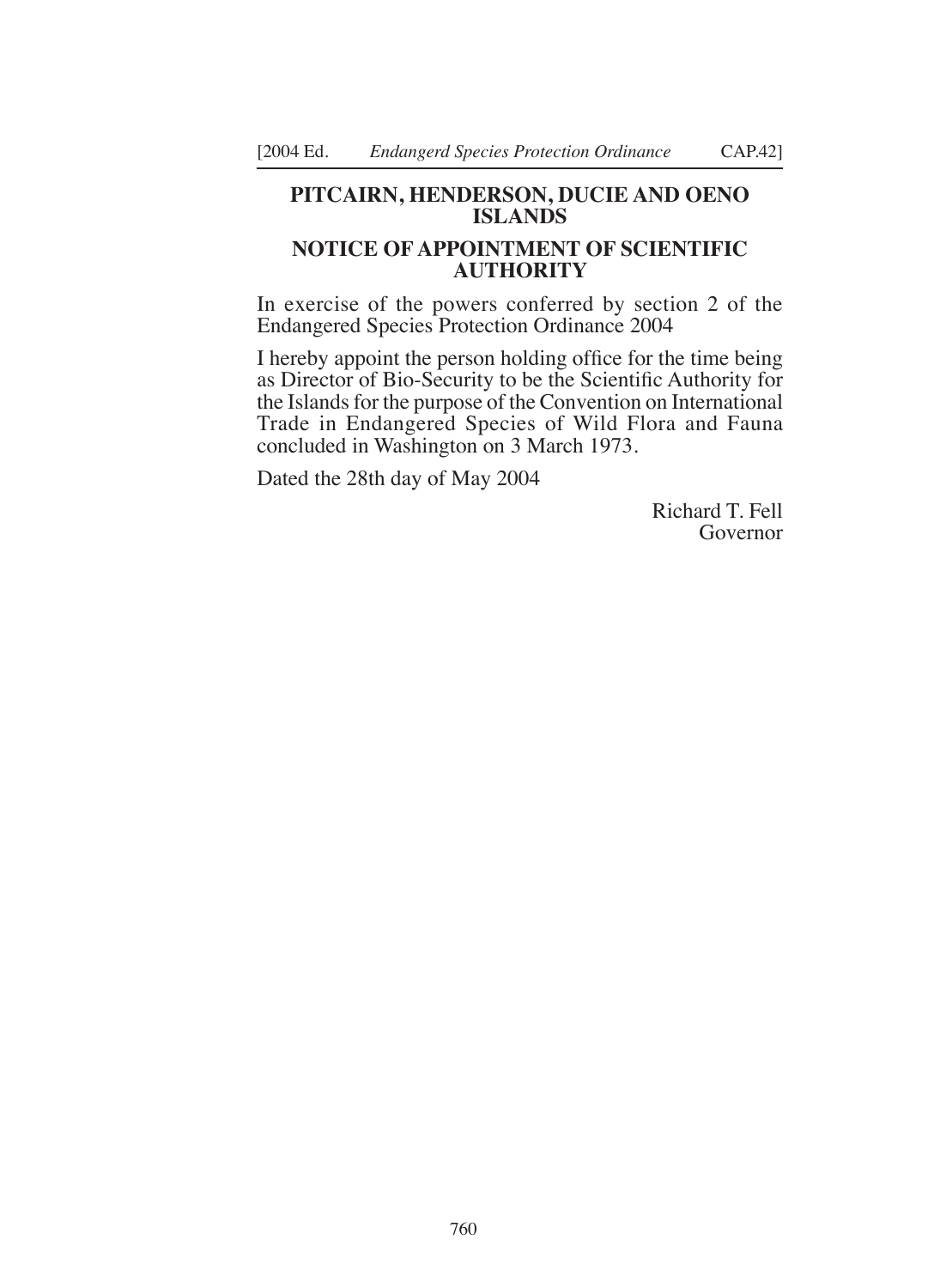## PITCAIRN, HENDERSON, DUCIE AND OENO ISLANDS

## NOTICE OF APPOINTMENT OF SCIENTIFIC AUTHORITY

In exercise of the powers conferred by section 2 of the Endangered Species Protection Ordinance 2004

I hereby appoint the person holding office for the time being as Director of Bio-Security to be the Scientific Authority for the Islands for the purpose of the Convention on International Trade in Endangered Species of Wild Flora and Fauna concluded in Washington on 3 March 1973.

Dated the 28th day of May 2004

Richard T. Fell
Governor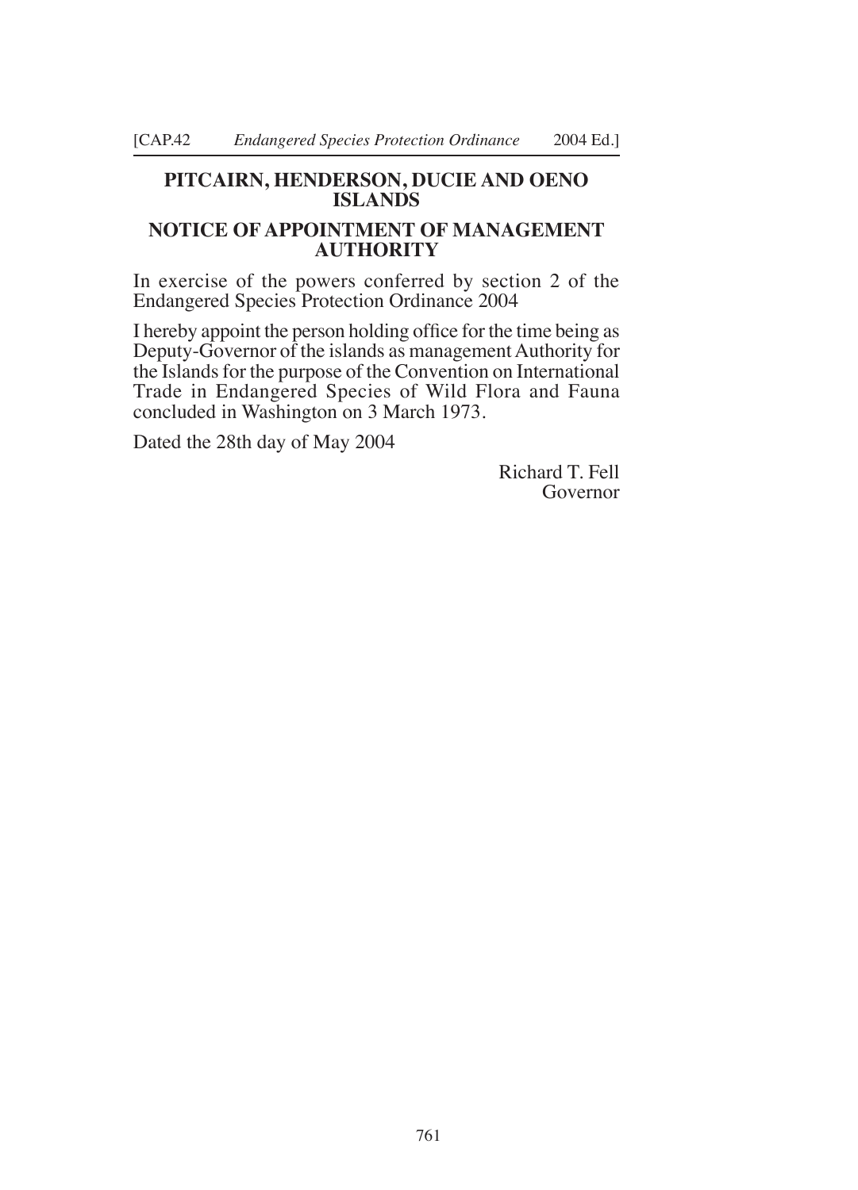## PITCAIRN, HENDERSON, DUCIE AND OENO ISLANDS

## NOTICE OF APPOINTMENT OF MANAGEMENT AUTHORITY

In exercise of the powers conferred by section 2 of the Endangered Species Protection Ordinance 2004

I hereby appoint the person holding office for the time being as Deputy-Governor of the islands as management Authority for the Islands for the purpose of the Convention on International Trade in Endangered Species of Wild Flora and Fauna concluded in Washington on 3 March 1973.

Dated the 28th day of May 2004

Richard T. Fell
Governor